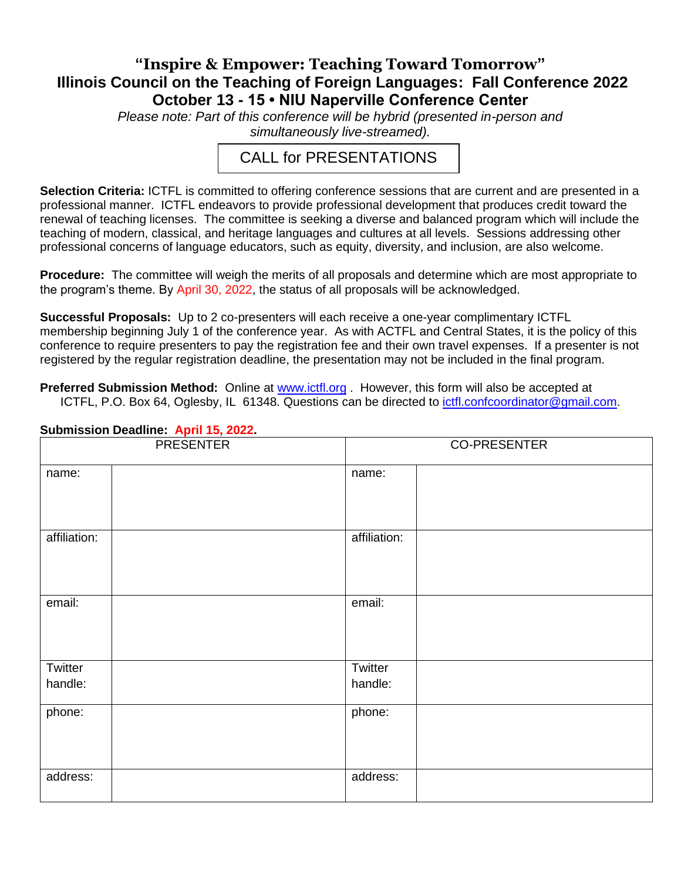# "Inspire & Empower: Teaching Toward Tomorrow"
## Illinois Council on the Teaching of Foreign Languages: Fall Conference 2022
## October 13 - 15 • NIU Naperville Conference Center

*Please note: Part of this conference will be hybrid (presented in-person and simultaneously live-streamed).*

CALL for PRESENTATIONS

**Selection Criteria:** ICTFL is committed to offering conference sessions that are current and are presented in a professional manner. ICTFL endeavors to provide professional development that produces credit toward the renewal of teaching licenses. The committee is seeking a diverse and balanced program which will include the teaching of modern, classical, and heritage languages and cultures at all levels. Sessions addressing other professional concerns of language educators, such as equity, diversity, and inclusion, are also welcome.

**Procedure:** The committee will weigh the merits of all proposals and determine which are most appropriate to the program's theme. By April 30, 2022, the status of all proposals will be acknowledged.

**Successful Proposals:** Up to 2 co-presenters will each receive a one-year complimentary ICTFL membership beginning July 1 of the conference year. As with ACTFL and Central States, it is the policy of this conference to require presenters to pay the registration fee and their own travel expenses. If a presenter is not registered by the regular registration deadline, the presentation may not be included in the final program.

**Preferred Submission Method:** Online at www.ictfl.org . However, this form will also be accepted at ICTFL, P.O. Box 64, Oglesby, IL 61348. Questions can be directed to ictfl.confcoordinator@gmail.com.

**Submission Deadline: April 15, 2022.**

| PRESENTER | | CO-PRESENTER | |
|---|---|---|---|
| name: | | name: | |
| affiliation: | | affiliation: | |
| email: | | email: | |
| Twitter handle: | | Twitter handle: | |
| phone: | | phone: | |
| address: | | address: | |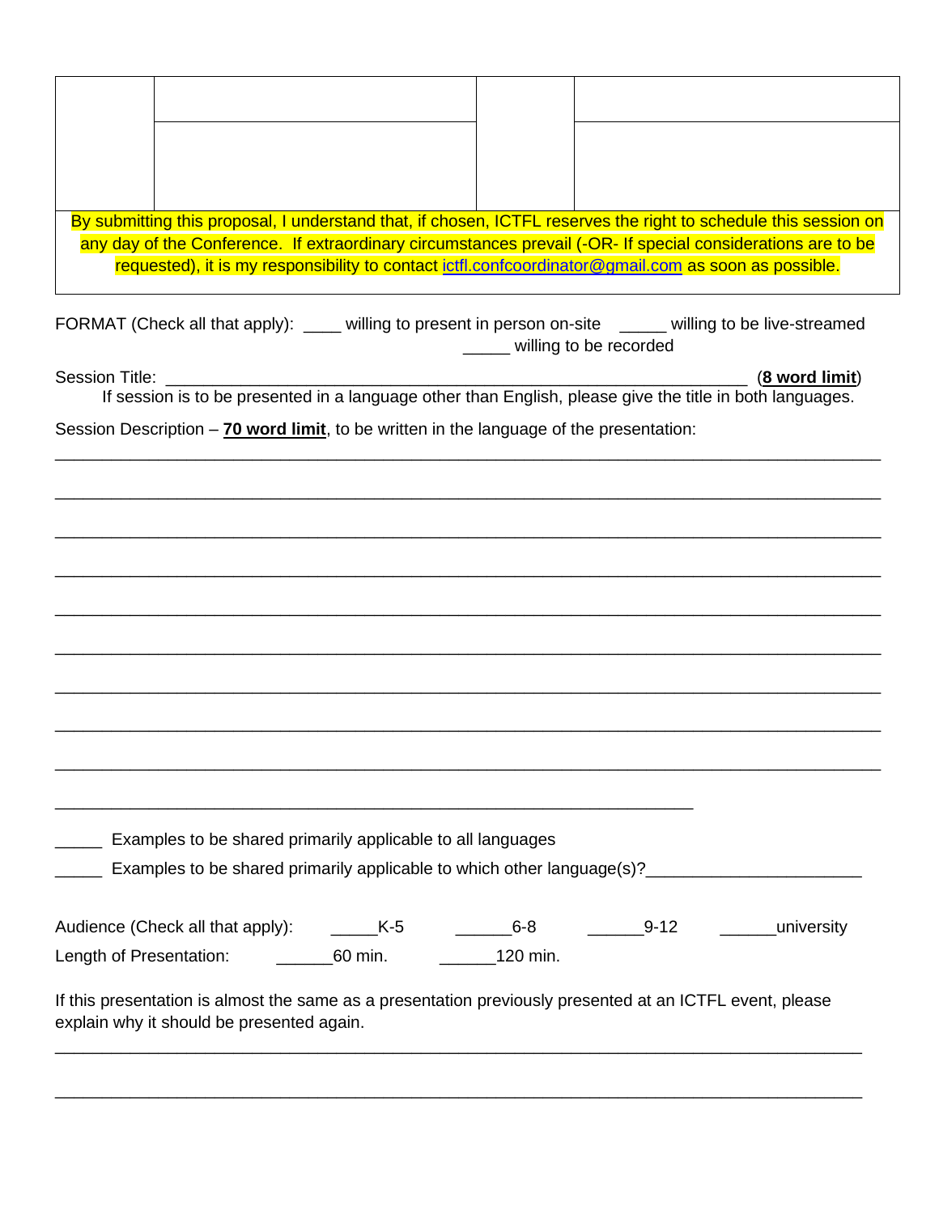| | | | |
|---|---|---|---|
| | | | |
| | | | |
| By submitting this proposal, I understand that, if chosen, ICTFL reserves the right to schedule this session on any day of the Conference. If extraordinary circumstances prevail (-OR- If special considerations are to be requested), it is my responsibility to contact ictfl.confcoordinator@gmail.com as soon as possible. | | | |

FORMAT (Check all that apply): ____ willing to present in person on-site _____ willing to be live-streamed _____ willing to be recorded

Session Title: ________________________________________________________________ (**8 word limit**)

If session is to be presented in a language other than English, please give the title in both languages.

Session Description – **70 word limit**, to be written in the language of the presentation:

________________________________________________________________________________

________________________________________________________________________________

________________________________________________________________________________

________________________________________________________________________________

________________________________________________________________________________

________________________________________________________________________________

________________________________________________________________________________

________________________________________________________________________________

________________________________________________________________________________

______________________________________________________________________

_____ Examples to be shared primarily applicable to all languages

_____ Examples to be shared primarily applicable to which other language(s)?______________________

Audience (Check all that apply): _____K-5 ______6-8 ______9-12 ______university

Length of Presentation: ______60 min. ______120 min.

If this presentation is almost the same as a presentation previously presented at an ICTFL event, please explain why it should be presented again.

________________________________________________________________________________

________________________________________________________________________________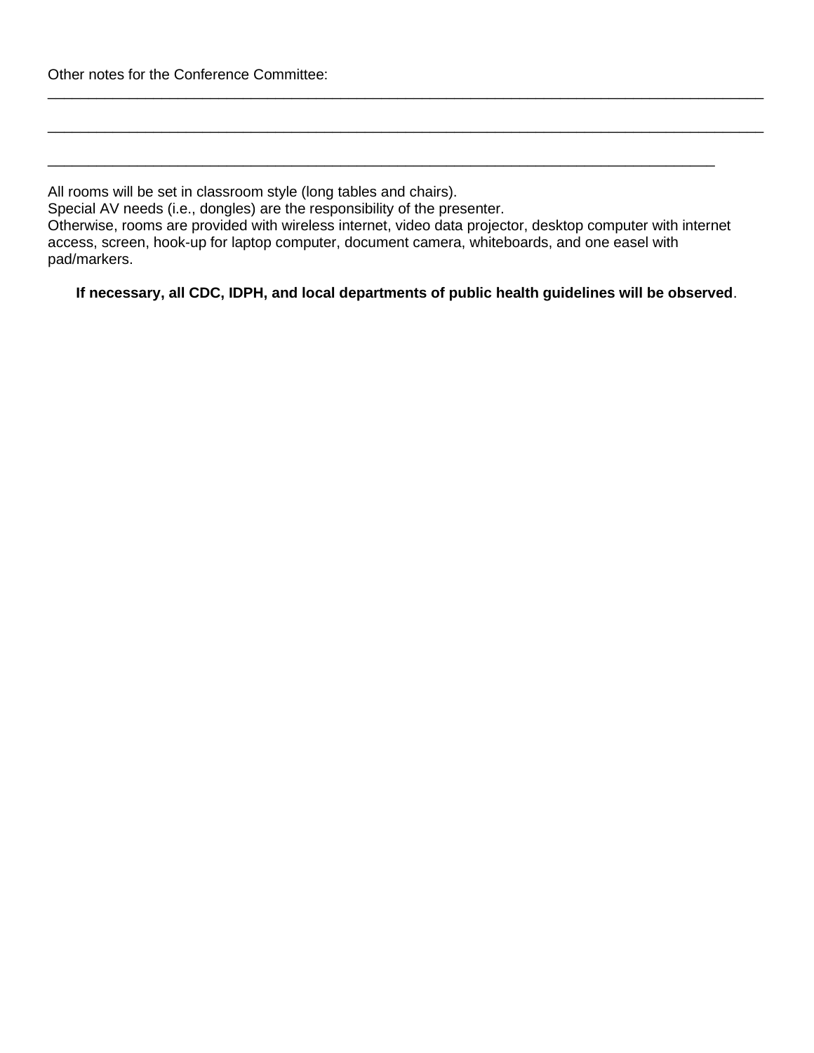Other notes for the Conference Committee:

_______________________________________________________________________________________

_______________________________________________________________________________________

_______________________________________________________________________________

All rooms will be set in classroom style (long tables and chairs).
Special AV needs (i.e., dongles) are the responsibility of the presenter.
Otherwise, rooms are provided with wireless internet, video data projector, desktop computer with internet access, screen, hook-up for laptop computer, document camera, whiteboards, and one easel with pad/markers.

**If necessary, all CDC, IDPH, and local departments of public health guidelines will be observed**.